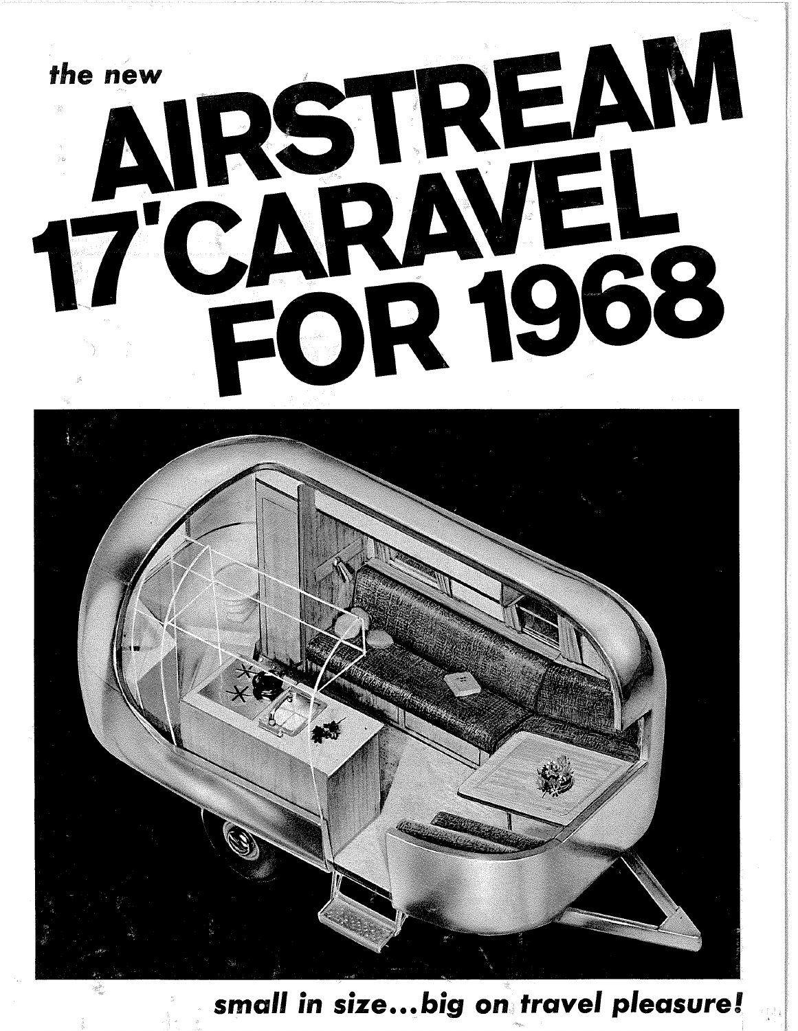*the new*

# AIRSTREAM 17' CARAVEL FOR 1968

***small in size...big on travel pleasure!***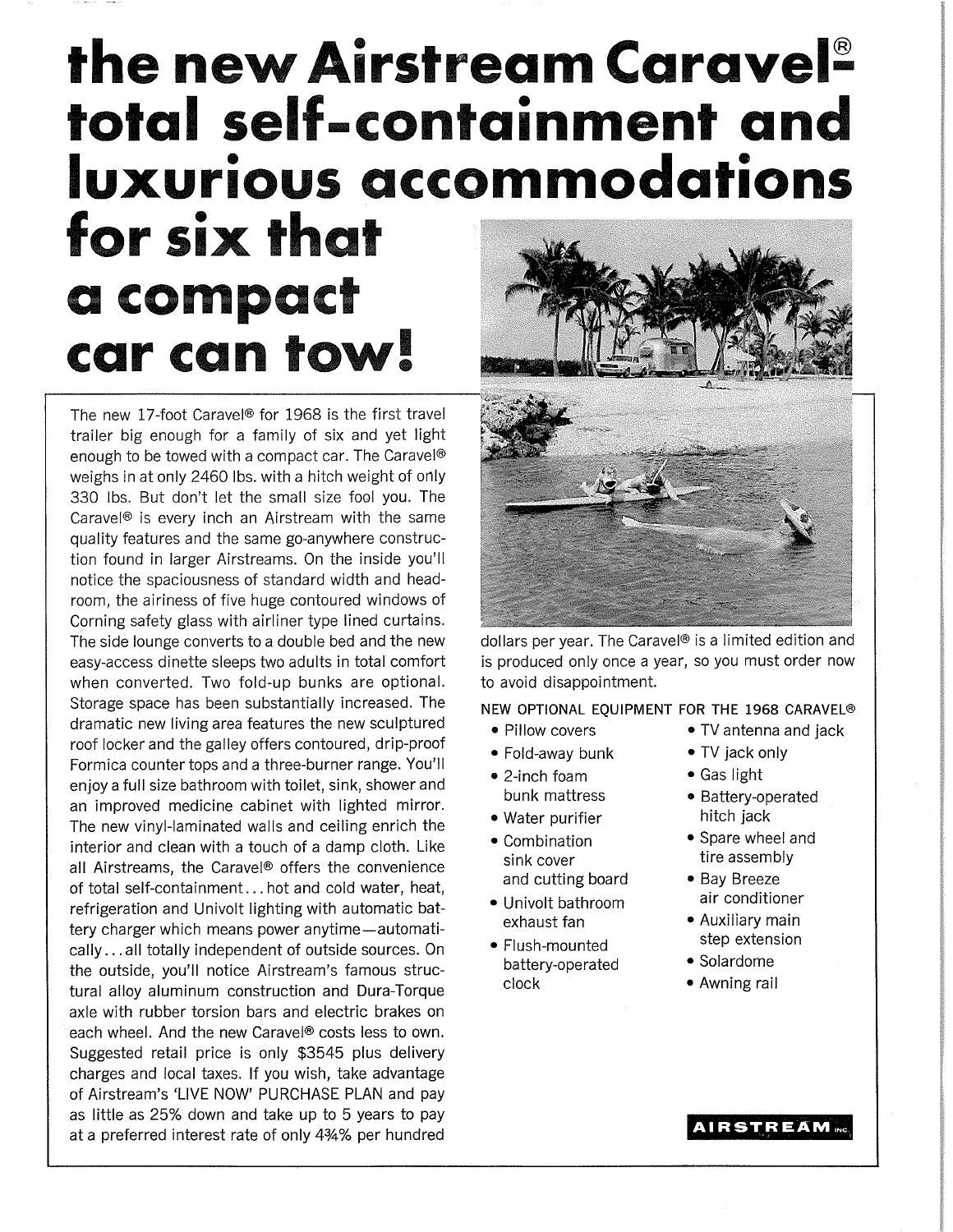# the new Airstream Caravel® – total self-containment and luxurious accommodations for six that a compact car can tow!

The new 17-foot Caravel® for 1968 is the first travel trailer big enough for a family of six and yet light enough to be towed with a compact car. The Caravel® weighs in at only 2460 lbs. with a hitch weight of only 330 lbs. But don't let the small size fool you. The Caravel® is every inch an Airstream with the same quality features and the same go-anywhere construction found in larger Airstreams. On the inside you'll notice the spaciousness of standard width and headroom, the airiness of five huge contoured windows of Corning safety glass with airliner type lined curtains. The side lounge converts to a double bed and the new easy-access dinette sleeps two adults in total comfort when converted. Two fold-up bunks are optional. Storage space has been substantially increased. The dramatic new living area features the new sculptured roof locker and the galley offers contoured, drip-proof Formica counter tops and a three-burner range. You'll enjoy a full size bathroom with toilet, sink, shower and an improved medicine cabinet with lighted mirror. The new vinyl-laminated walls and ceiling enrich the interior and clean with a touch of a damp cloth. Like all Airstreams, the Caravel® offers the convenience of total self-containment... hot and cold water, heat, refrigeration and Univolt lighting with automatic battery charger which means power anytime—automatically... all totally independent of outside sources. On the outside, you'll notice Airstream's famous structural alloy aluminum construction and Dura-Torque axle with rubber torsion bars and electric brakes on each wheel. And the new Caravel® costs less to own. Suggested retail price is only $3545 plus delivery charges and local taxes. If you wish, take advantage of Airstream's 'LIVE NOW' PURCHASE PLAN and pay as little as 25% down and take up to 5 years to pay at a preferred interest rate of only 4¾% per hundred dollars per year. The Caravel® is a limited edition and is produced only once a year, so you must order now to avoid disappointment.

NEW OPTIONAL EQUIPMENT FOR THE 1968 CARAVEL®

- Pillow covers
- Fold-away bunk
- 2-inch foam bunk mattress
- Water purifier
- Combination sink cover and cutting board
- Univolt bathroom exhaust fan
- Flush-mounted battery-operated clock
- TV antenna and jack
- TV jack only
- Gas light
- Battery-operated hitch jack
- Spare wheel and tire assembly
- Bay Breeze air conditioner
- Auxiliary main step extension
- Solardome
- Awning rail

AIRSTREAM INC.